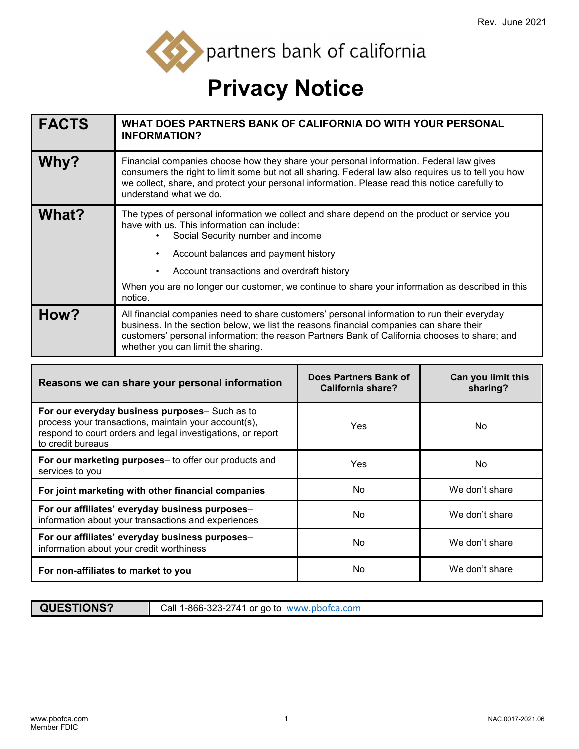Rev. June 2021

partners bank of california

# Privacy Notice

| | |
|---|---|
| **FACTS** | **WHAT DOES PARTNERS BANK OF CALIFORNIA DO WITH YOUR PERSONAL INFORMATION?** |
| **Why?** | Financial companies choose how they share your personal information. Federal law gives consumers the right to limit some but not all sharing. Federal law also requires us to tell you how we collect, share, and protect your personal information. Please read this notice carefully to understand what we do. |
| **What?** | The types of personal information we collect and share depend on the product or service you have with us. This information can include: <br>• Social Security number and income <br>• Account balances and payment history <br>• Account transactions and overdraft history <br>When you are no longer our customer, we continue to share your information as described in this notice. |
| **How?** | All financial companies need to share customers' personal information to run their everyday business. In the section below, we list the reasons financial companies can share their customers' personal information: the reason Partners Bank of California chooses to share; and whether you can limit the sharing. |

| Reasons we can share your personal information | Does Partners Bank of California share? | Can you limit this sharing? |
|---|---|---|
| **For our everyday business purposes**– Such as to process your transactions, maintain your account(s), respond to court orders and legal investigations, or report to credit bureaus | Yes | No |
| **For our marketing purposes**– to offer our products and services to you | Yes | No |
| **For joint marketing with other financial companies** | No | We don't share |
| **For our affiliates' everyday business purposes**– information about your transactions and experiences | No | We don't share |
| **For our affiliates' everyday business purposes**– information about your credit worthiness | No | We don't share |
| **For non-affiliates to market to you** | No | We don't share |

| | |
|---|---|
| **QUESTIONS?** | Call 1-866-323-2741 or go to www.pbofca.com |

www.pbofca.com
Member FDIC

NAC.0017-2021.06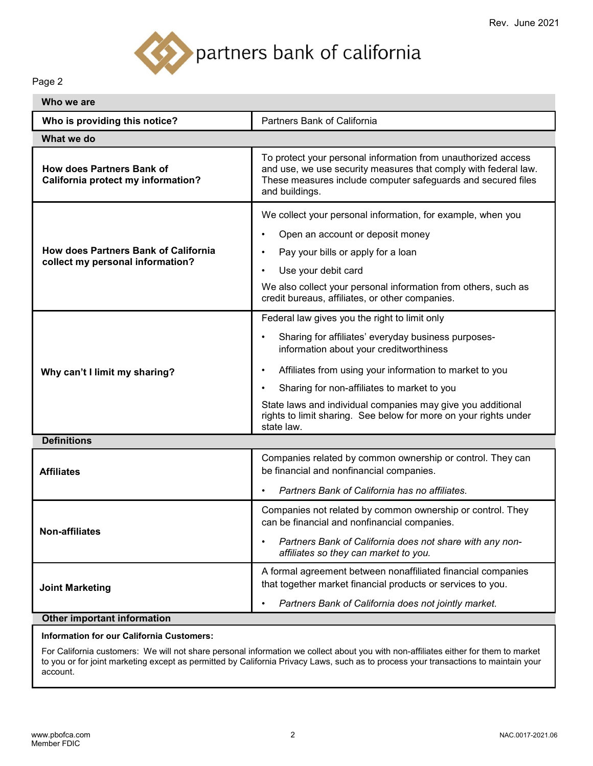Rev. June 2021

partners bank of california

Page 2

| Who we are | |
|---|---|
| **Who is providing this notice?** | Partners Bank of California |

| What we do | |
|---|---|
| **How does Partners Bank of California protect my information?** | To protect your personal information from unauthorized access and use, we use security measures that comply with federal law. These measures include computer safeguards and secured files and buildings. |
| **How does Partners Bank of California collect my personal information?** | We collect your personal information, for example, when you<br>• Open an account or deposit money<br>• Pay your bills or apply for a loan<br>• Use your debit card<br>We also collect your personal information from others, such as credit bureaus, affiliates, or other companies. |
| **Why can't I limit my sharing?** | Federal law gives you the right to limit only<br>• Sharing for affiliates' everyday business purposes- information about your creditworthiness<br>• Affiliates from using your information to market to you<br>• Sharing for non-affiliates to market to you<br>State laws and individual companies may give you additional rights to limit sharing. See below for more on your rights under state law. |

| Definitions | |
|---|---|
| **Affiliates** | Companies related by common ownership or control. They can be financial and nonfinancial companies.<br>• *Partners Bank of California has no affiliates.* |
| **Non-affiliates** | Companies not related by common ownership or control. They can be financial and nonfinancial companies.<br>• *Partners Bank of California does not share with any non-affiliates so they can market to you.* |
| **Joint Marketing** | A formal agreement between nonaffiliated financial companies that together market financial products or services to you.<br>• *Partners Bank of California does not jointly market.* |

## Other important information

**Information for our California Customers:**

For California customers: We will not share personal information we collect about you with non-affiliates either for them to market to you or for joint marketing except as permitted by California Privacy Laws, such as to process your transactions to maintain your account.

www.pbofca.com
Member FDIC

NAC.0017-2021.06